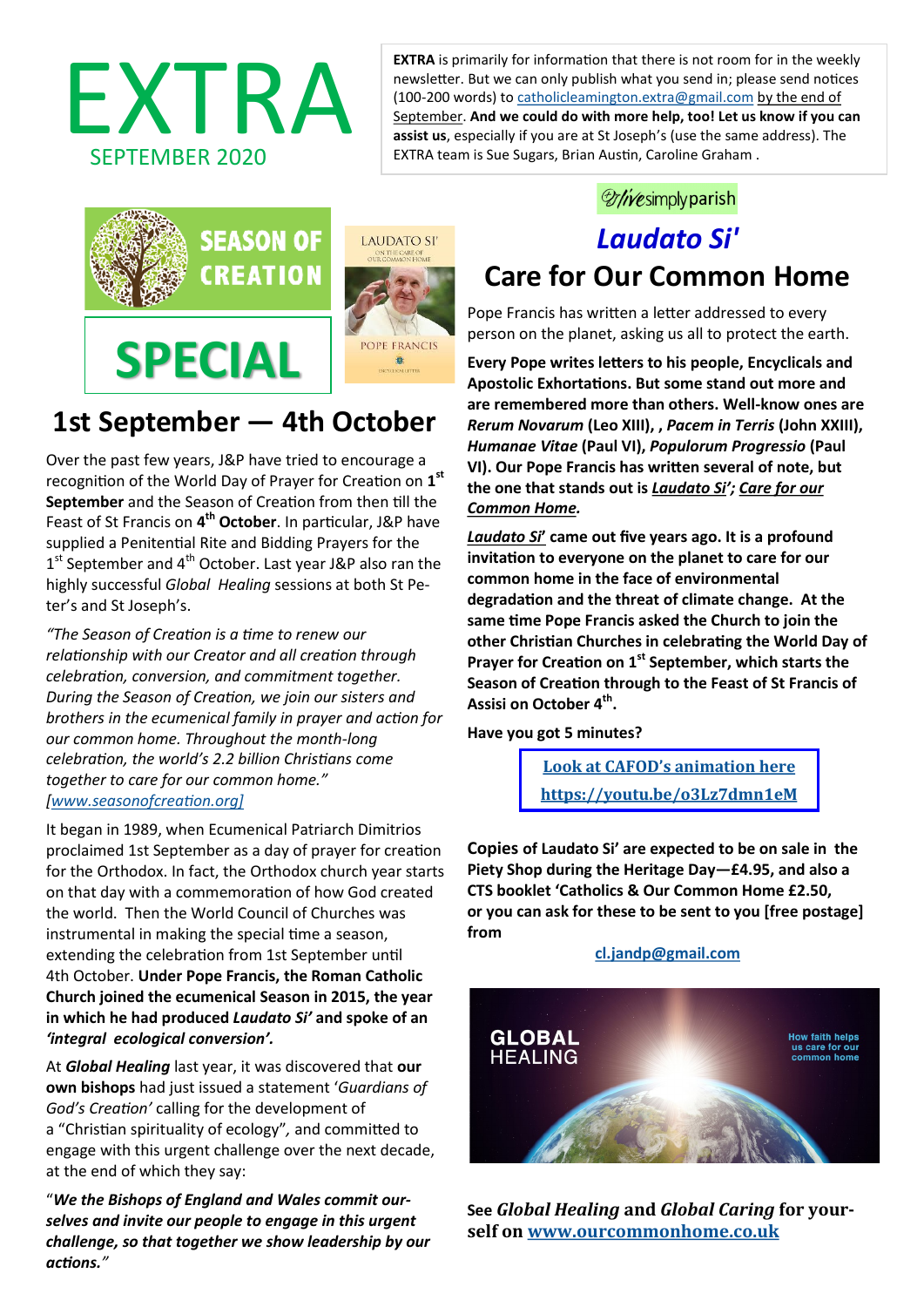# EXTRA

SEPTEMBER 2020

**EXTRA** is primarily for information that there is not room for in the weekly newsletter. But we can only publish what you send in; please send notices (100-200 words) to catholicleamington.extra@gmail.com by the end of September. **And we could do with more help, too! Let us know if you can assist us**, especially if you are at St Joseph's (use the same address). The EXTRA team is Sue Sugars, Brian Austin, Caroline Graham .

## SEASON OF CREATION SPECIAL

## 1st September — 4th October

Over the past few years, J&P have tried to encourage a recognition of the World Day of Prayer for Creation on **1st September** and the Season of Creation from then till the Feast of St Francis on **4th October**. In particular, J&P have supplied a Penitential Rite and Bidding Prayers for the 1st September and 4th October. Last year J&P also ran the highly successful *Global Healing* sessions at both St Peter's and St Joseph's.

*"The Season of Creation is a time to renew our relationship with our Creator and all creation through celebration, conversion, and commitment together. During the Season of Creation, we join our sisters and brothers in the ecumenical family in prayer and action for our common home. Throughout the month-long celebration, the world's 2.2 billion Christians come together to care for our common home." [www.seasonofcreation.org]*

It began in 1989, when Ecumenical Patriarch Dimitrios proclaimed 1st September as a day of prayer for creation for the Orthodox. In fact, the Orthodox church year starts on that day with a commemoration of how God created the world. Then the World Council of Churches was instrumental in making the special time a season, extending the celebration from 1st September until 4th October. **Under Pope Francis, the Roman Catholic Church joined the ecumenical Season in 2015, the year in which he had produced *Laudato Si'* and spoke of an *'integral ecological conversion'.***

At ***Global Healing*** last year, it was discovered that **our own bishops** had just issued a statement '*Guardians of God's Creation'* calling for the development of a "Christian spirituality of ecology"*,* and committed to engage with this urgent challenge over the next decade, at the end of which they say:

"***We the Bishops of England and Wales commit ourselves and invite our people to engage in this urgent challenge, so that together we show leadership by our actions."***

livesimplyparish

## *Laudato Si'*

## Care for Our Common Home

Pope Francis has written a letter addressed to every person on the planet, asking us all to protect the earth.

**Every Pope writes letters to his people, Encyclicals and Apostolic Exhortations. But some stand out more and are remembered more than others. Well-know ones are *Rerum Novarum* (Leo XIII), , *Pacem in Terris* (John XXIII), *Humanae Vitae* (Paul VI), *Populorum Progressio* (Paul VI). Our Pope Francis has written several of note, but the one that stands out is *Laudato Si'*; *Care for our Common Home*.**

***Laudato Si'* came out five years ago. It is a profound invitation to everyone on the planet to care for our common home in the face of environmental degradation and the threat of climate change. At the same time Pope Francis asked the Church to join the other Christian Churches in celebrating the World Day of Prayer for Creation on 1st September, which starts the Season of Creation through to the Feast of St Francis of Assisi on October 4th.**

**Have you got 5 minutes?**

**Look at CAFOD's animation here**
**https://youtu.be/o3Lz7dmn1eM**

**Copies of Laudato Si' are expected to be on sale in the Piety Shop during the Heritage Day—£4.95, and also a CTS booklet 'Catholics & Our Common Home £2.50, or you can ask for these to be sent to you [free postage] from**

**cl.jandp@gmail.com**

GLOBAL HEALING — How faith helps us care for our common home

**See *Global Healing* and *Global Caring* for yourself on www.ourcommonhome.co.uk**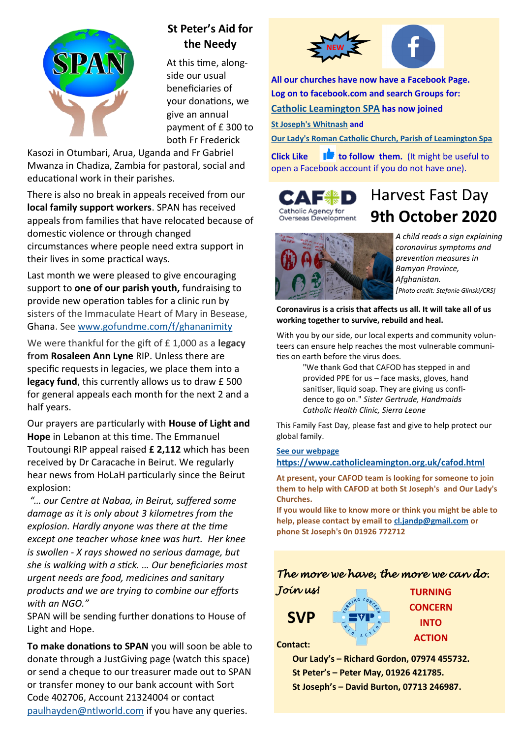## St Peter's Aid for the Needy

At this time, alongside our usual beneficiaries of your donations, we give an annual payment of £ 300 to both Fr Frederick Kasozi in Otumbari, Arua, Uganda and Fr Gabriel Mwanza in Chadiza, Zambia for pastoral, social and educational work in their parishes.

There is also no break in appeals received from our **local family support workers**. SPAN has received appeals from families that have relocated because of domestic violence or through changed circumstances where people need extra support in their lives in some practical ways.

Last month we were pleased to give encouraging support to **one of our parish youth,** fundraising to provide new operation tables for a clinic run by sisters of the Immaculate Heart of Mary in Besease, Ghana. See www.gofundme.com/f/ghananimity

We were thankful for the gift of £ 1,000 as a **legacy from Rosaleen Ann Lyne** RIP. Unless there are specific requests in legacies, we place them into a **legacy fund**, this currently allows us to draw £ 500 for general appeals each month for the next 2 and a half years.

Our prayers are particularly with **House of Light and Hope** in Lebanon at this time. The Emmanuel Toutoungi RIP appeal raised **£ 2,112** which has been received by Dr Caracache in Beirut. We regularly hear news from HoLaH particularly since the Beirut explosion:

*"… our Centre at Nabaa, in Beirut, suffered some damage as it is only about 3 kilometres from the explosion. Hardly anyone was there at the time except one teacher whose knee was hurt. Her knee is swollen - X rays showed no serious damage, but she is walking with a stick. … Our beneficiaries most urgent needs are food, medicines and sanitary products and we are trying to combine our efforts with an NGO."*

SPAN will be sending further donations to House of Light and Hope.

**To make donations to SPAN** you will soon be able to donate through a JustGiving page (watch this space) or send a cheque to our treasurer made out to SPAN or transfer money to our bank account with Sort Code 402706, Account 21324004 or contact paulhayden@ntlworld.com if you have any queries.

NEW

**All our churches have now have a Facebook Page. Log on to facebook.com and search Groups for:**

**Catholic Leamington SPA has now joined**

**St Joseph's Whitnash and**

**Our Lady's Roman Catholic Church, Parish of Leamington Spa**

**Click Like to follow them.** (It might be useful to open a Facebook account if you do not have one).

CAFOD Catholic Agency for Overseas Development

## Harvest Fast Day

## 9th October 2020

*A child reads a sign explaining coronavirus symptoms and prevention measures in Bamyan Province, Afghanistan.* *[Photo credit: Stefanie Glinski/CRS]*

**Coronavirus is a crisis that affects us all. It will take all of us working together to survive, rebuild and heal.**

With you by our side, our local experts and community volunteers can ensure help reaches the most vulnerable communities on earth before the virus does.

> "We thank God that CAFOD has stepped in and provided PPE for us – face masks, gloves, hand sanitiser, liquid soap. They are giving us confidence to go on." *Sister Gertrude, Handmaids Catholic Health Clinic, Sierra Leone*

This Family Fast Day, please fast and give to help protect our global family.

**See our webpage**
**https://www.catholicleamington.org.uk/cafod.html**

**At present, your CAFOD team is looking for someone to join them to help with CAFOD at both St Joseph's and Our Lady's Churches.**
**If you would like to know more or think you might be able to help, please contact by email to cl.jandp@gmail.com or phone St Joseph's 0n 01926 772712**

*The more we have, the more we can do. Join us!*

**SVP**

**TURNING CONCERN INTO ACTION**

**Contact:**

**Our Lady's – Richard Gordon, 07974 455732.**
**St Peter's – Peter May, 01926 421785.**
**St Joseph's – David Burton, 07713 246987.**